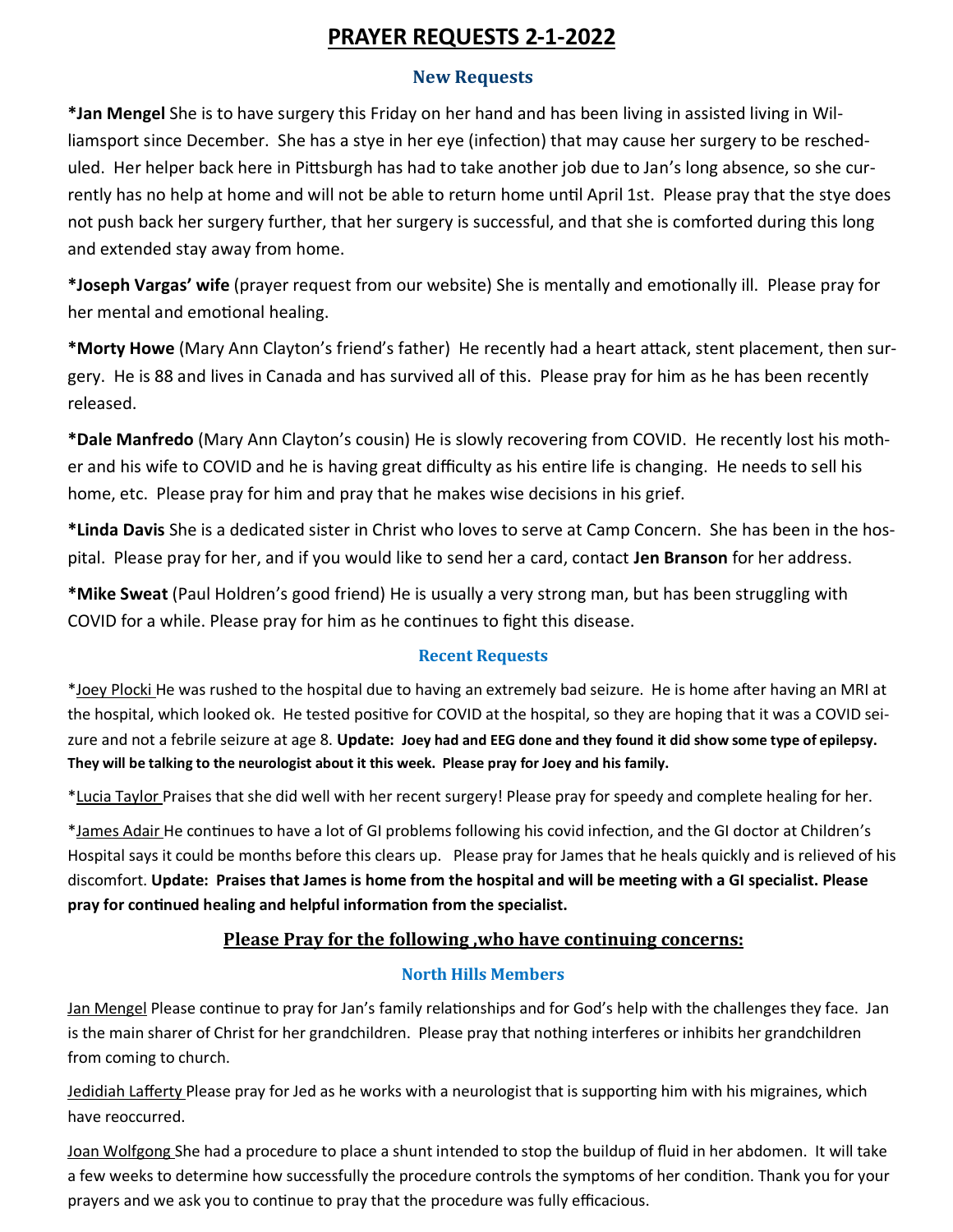# PRAYER REQUESTS 2-1-2022

### New Requests

**\*Jan Mengel** She is to have surgery this Friday on her hand and has been living in assisted living in Williamsport since December. She has a stye in her eye (infection) that may cause her surgery to be rescheduled. Her helper back here in Pittsburgh has had to take another job due to Jan's long absence, so she currently has no help at home and will not be able to return home until April 1st. Please pray that the stye does not push back her surgery further, that her surgery is successful, and that she is comforted during this long and extended stay away from home.

**\*Joseph Vargas' wife** (prayer request from our website) She is mentally and emotionally ill. Please pray for her mental and emotional healing.

**\*Morty Howe** (Mary Ann Clayton's friend's father) He recently had a heart attack, stent placement, then surgery. He is 88 and lives in Canada and has survived all of this. Please pray for him as he has been recently released.

**\*Dale Manfredo** (Mary Ann Clayton's cousin) He is slowly recovering from COVID. He recently lost his mother and his wife to COVID and he is having great difficulty as his entire life is changing. He needs to sell his home, etc. Please pray for him and pray that he makes wise decisions in his grief.

**\*Linda Davis** She is a dedicated sister in Christ who loves to serve at Camp Concern. She has been in the hospital. Please pray for her, and if you would like to send her a card, contact **Jen Branson** for her address.

**\*Mike Sweat** (Paul Holdren's good friend) He is usually a very strong man, but has been struggling with COVID for a while. Please pray for him as he continues to fight this disease.

### Recent Requests

\*Joey Plocki He was rushed to the hospital due to having an extremely bad seizure. He is home after having an MRI at the hospital, which looked ok. He tested positive for COVID at the hospital, so they are hoping that it was a COVID seizure and not a febrile seizure at age 8. **Update: Joey had and EEG done and they found it did show some type of epilepsy. They will be talking to the neurologist about it this week. Please pray for Joey and his family.**

\*Lucia Taylor Praises that she did well with her recent surgery! Please pray for speedy and complete healing for her.

\*James Adair He continues to have a lot of GI problems following his covid infection, and the GI doctor at Children's Hospital says it could be months before this clears up. Please pray for James that he heals quickly and is relieved of his discomfort. **Update: Praises that James is home from the hospital and will be meeting with a GI specialist. Please pray for continued healing and helpful information from the specialist.**

## Please Pray for the following ,who have continuing concerns:

### North Hills Members

Jan Mengel Please continue to pray for Jan's family relationships and for God's help with the challenges they face. Jan is the main sharer of Christ for her grandchildren. Please pray that nothing interferes or inhibits her grandchildren from coming to church.

Jedidiah Lafferty Please pray for Jed as he works with a neurologist that is supporting him with his migraines, which have reoccurred.

Joan Wolfgong She had a procedure to place a shunt intended to stop the buildup of fluid in her abdomen. It will take a few weeks to determine how successfully the procedure controls the symptoms of her condition. Thank you for your prayers and we ask you to continue to pray that the procedure was fully efficacious.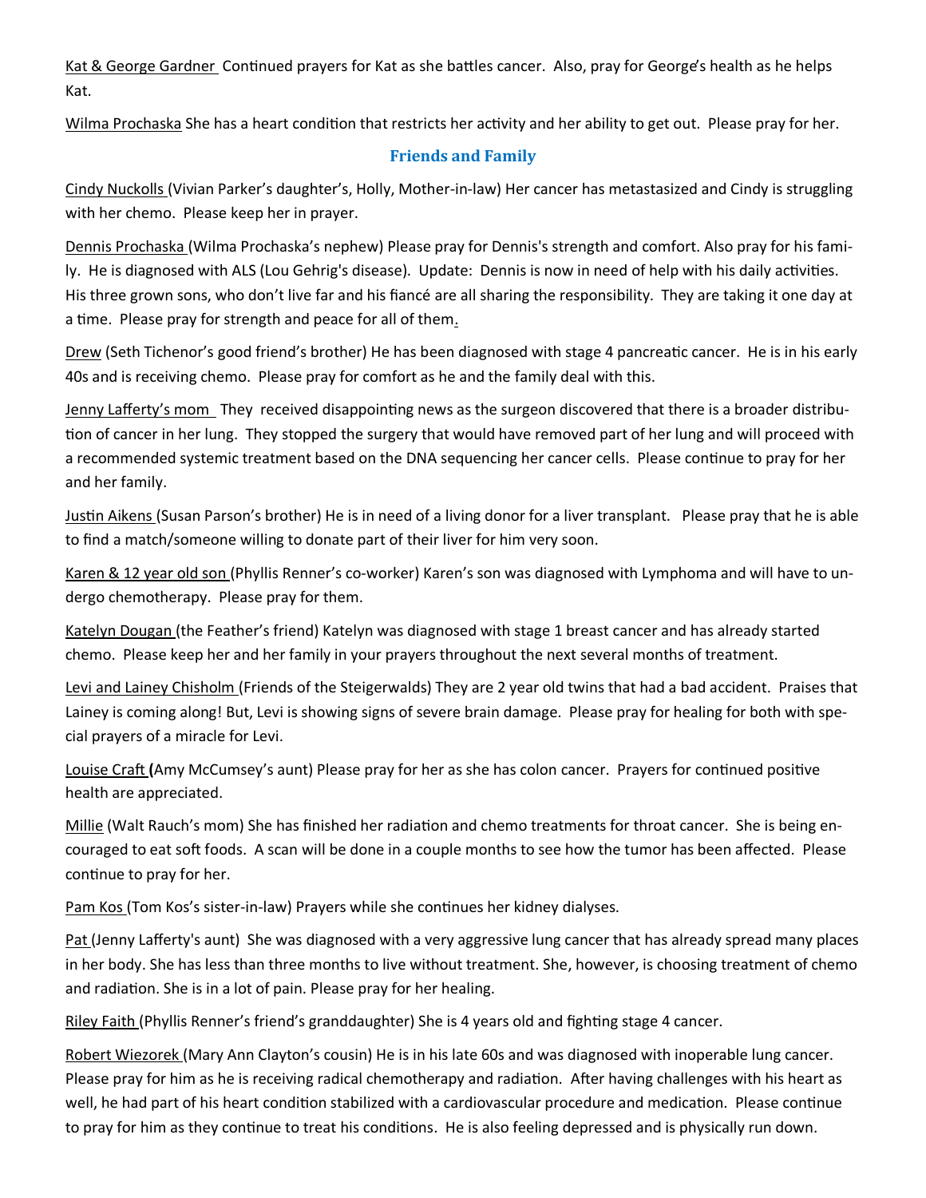Kat & George Gardner Continued prayers for Kat as she battles cancer. Also, pray for George's health as he helps Kat.

Wilma Prochaska She has a heart condition that restricts her activity and her ability to get out. Please pray for her.

## Friends and Family

Cindy Nuckolls (Vivian Parker's daughter's, Holly, Mother-in-law) Her cancer has metastasized and Cindy is struggling with her chemo. Please keep her in prayer.

Dennis Prochaska (Wilma Prochaska's nephew) Please pray for Dennis's strength and comfort. Also pray for his family. He is diagnosed with ALS (Lou Gehrig's disease). Update: Dennis is now in need of help with his daily activities. His three grown sons, who don't live far and his fiancé are all sharing the responsibility. They are taking it one day at a time. Please pray for strength and peace for all of them.

Drew (Seth Tichenor's good friend's brother) He has been diagnosed with stage 4 pancreatic cancer. He is in his early 40s and is receiving chemo. Please pray for comfort as he and the family deal with this.

Jenny Lafferty's mom They received disappointing news as the surgeon discovered that there is a broader distribution of cancer in her lung. They stopped the surgery that would have removed part of her lung and will proceed with a recommended systemic treatment based on the DNA sequencing her cancer cells. Please continue to pray for her and her family.

Justin Aikens (Susan Parson's brother) He is in need of a living donor for a liver transplant. Please pray that he is able to find a match/someone willing to donate part of their liver for him very soon.

Karen & 12 year old son (Phyllis Renner's co-worker) Karen's son was diagnosed with Lymphoma and will have to undergo chemotherapy. Please pray for them.

Katelyn Dougan (the Feather's friend) Katelyn was diagnosed with stage 1 breast cancer and has already started chemo. Please keep her and her family in your prayers throughout the next several months of treatment.

Levi and Lainey Chisholm (Friends of the Steigerwalds) They are 2 year old twins that had a bad accident. Praises that Lainey is coming along! But, Levi is showing signs of severe brain damage. Please pray for healing for both with special prayers of a miracle for Levi.

Louise Craft **(**Amy McCumsey's aunt) Please pray for her as she has colon cancer. Prayers for continued positive health are appreciated.

Millie (Walt Rauch's mom) She has finished her radiation and chemo treatments for throat cancer. She is being encouraged to eat soft foods. A scan will be done in a couple months to see how the tumor has been affected. Please continue to pray for her.

Pam Kos (Tom Kos's sister-in-law) Prayers while she continues her kidney dialyses.

Pat (Jenny Lafferty's aunt) She was diagnosed with a very aggressive lung cancer that has already spread many places in her body. She has less than three months to live without treatment. She, however, is choosing treatment of chemo and radiation. She is in a lot of pain. Please pray for her healing.

Riley Faith (Phyllis Renner's friend's granddaughter) She is 4 years old and fighting stage 4 cancer.

Robert Wiezorek (Mary Ann Clayton's cousin) He is in his late 60s and was diagnosed with inoperable lung cancer. Please pray for him as he is receiving radical chemotherapy and radiation. After having challenges with his heart as well, he had part of his heart condition stabilized with a cardiovascular procedure and medication. Please continue to pray for him as they continue to treat his conditions. He is also feeling depressed and is physically run down.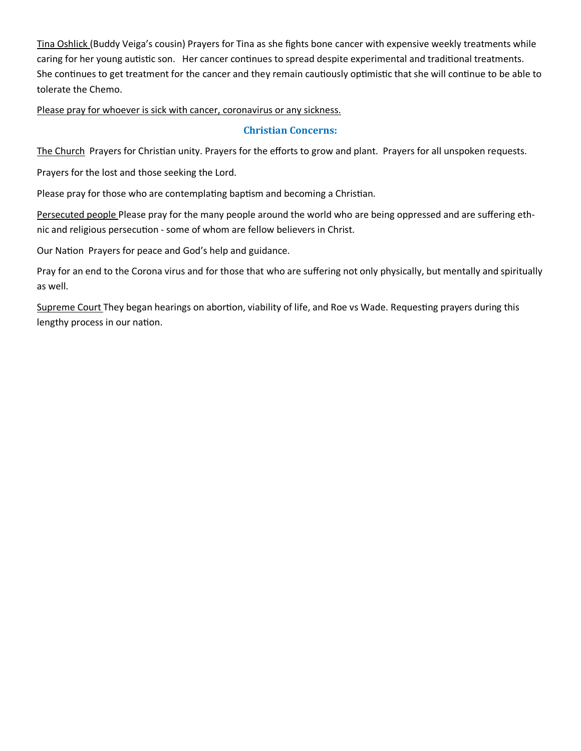<u>Tina Oshlick</u> (Buddy Veiga's cousin) Prayers for Tina as she fights bone cancer with expensive weekly treatments while caring for her young autistic son. Her cancer continues to spread despite experimental and traditional treatments. She continues to get treatment for the cancer and they remain cautiously optimistic that she will continue to be able to tolerate the Chemo.

<u>Please pray for whoever is sick with cancer, coronavirus or any sickness.</u>

### Christian Concerns:

<u>The Church</u> Prayers for Christian unity. Prayers for the efforts to grow and plant. Prayers for all unspoken requests.

Prayers for the lost and those seeking the Lord.

Please pray for those who are contemplating baptism and becoming a Christian.

<u>Persecuted people</u> Please pray for the many people around the world who are being oppressed and are suffering ethnic and religious persecution - some of whom are fellow believers in Christ.

Our Nation Prayers for peace and God's help and guidance.

Pray for an end to the Corona virus and for those that who are suffering not only physically, but mentally and spiritually as well.

<u>Supreme Court</u> They began hearings on abortion, viability of life, and Roe vs Wade. Requesting prayers during this lengthy process in our nation.